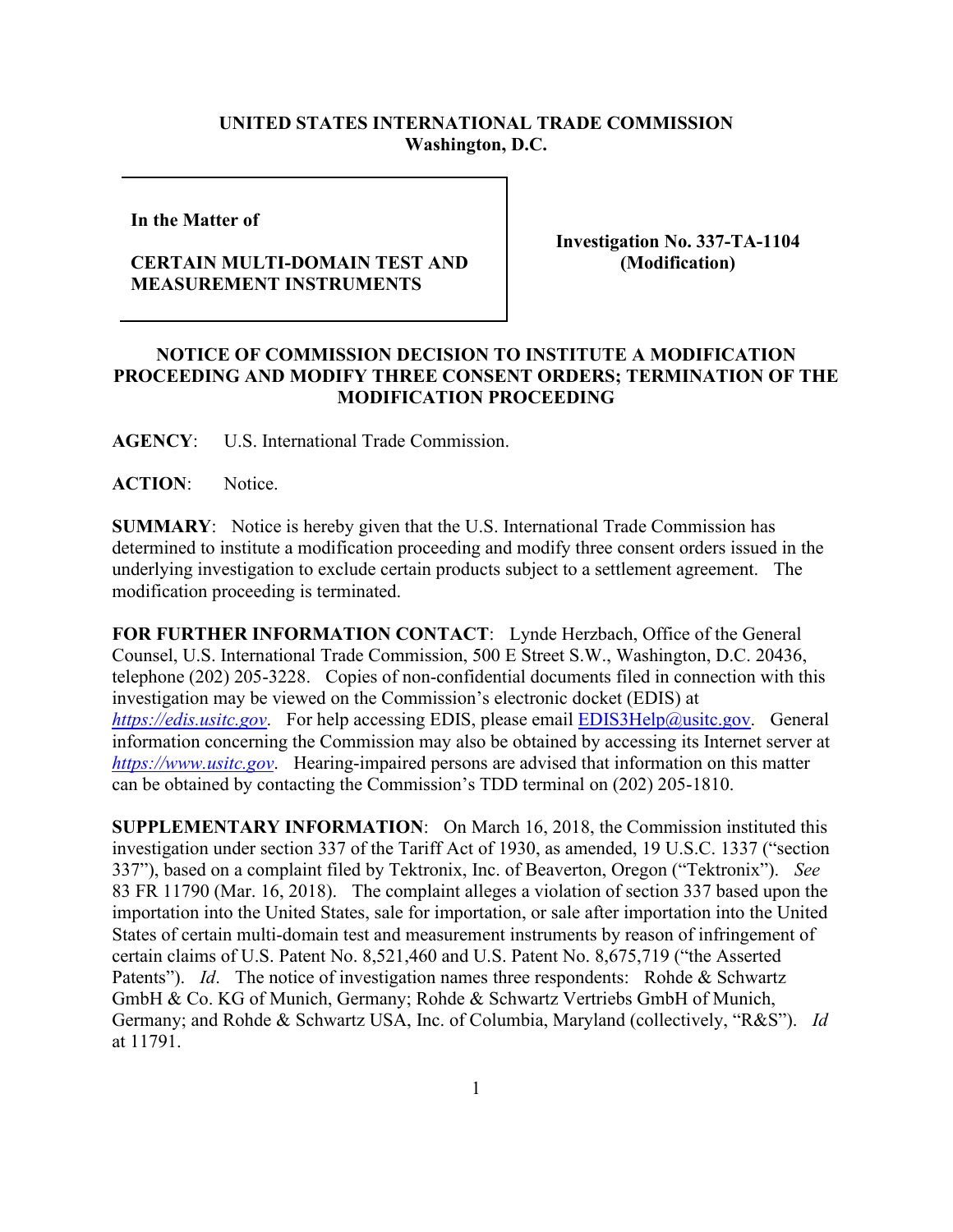**UNITED STATES INTERNATIONAL TRADE COMMISSION**
**Washington, D.C.**

| In the Matter of<br><br>**CERTAIN MULTI-DOMAIN TEST AND MEASUREMENT INSTRUMENTS** | **Investigation No. 337-TA-1104 (Modification)** |
|---|---|

**In the Matter of**

**CERTAIN MULTI-DOMAIN TEST AND MEASUREMENT INSTRUMENTS**

**Investigation No. 337-TA-1104 (Modification)**

## NOTICE OF COMMISSION DECISION TO INSTITUTE A MODIFICATION PROCEEDING AND MODIFY THREE CONSENT ORDERS; TERMINATION OF THE MODIFICATION PROCEEDING

**AGENCY**: U.S. International Trade Commission.

**ACTION**: Notice.

**SUMMARY**: Notice is hereby given that the U.S. International Trade Commission has determined to institute a modification proceeding and modify three consent orders issued in the underlying investigation to exclude certain products subject to a settlement agreement. The modification proceeding is terminated.

**FOR FURTHER INFORMATION CONTACT**: Lynde Herzbach, Office of the General Counsel, U.S. International Trade Commission, 500 E Street S.W., Washington, D.C. 20436, telephone (202) 205-3228. Copies of non-confidential documents filed in connection with this investigation may be viewed on the Commission's electronic docket (EDIS) at *https://edis.usitc.gov*. For help accessing EDIS, please email EDIS3Help@usitc.gov. General information concerning the Commission may also be obtained by accessing its Internet server at *https://www.usitc.gov*. Hearing-impaired persons are advised that information on this matter can be obtained by contacting the Commission's TDD terminal on (202) 205-1810.

**SUPPLEMENTARY INFORMATION**: On March 16, 2018, the Commission instituted this investigation under section 337 of the Tariff Act of 1930, as amended, 19 U.S.C. 1337 ("section 337"), based on a complaint filed by Tektronix, Inc. of Beaverton, Oregon ("Tektronix"). *See* 83 FR 11790 (Mar. 16, 2018). The complaint alleges a violation of section 337 based upon the importation into the United States, sale for importation, or sale after importation into the United States of certain multi-domain test and measurement instruments by reason of infringement of certain claims of U.S. Patent No. 8,521,460 and U.S. Patent No. 8,675,719 ("the Asserted Patents"). *Id*. The notice of investigation names three respondents: Rohde & Schwartz GmbH & Co. KG of Munich, Germany; Rohde & Schwartz Vertriebs GmbH of Munich, Germany; and Rohde & Schwartz USA, Inc. of Columbia, Maryland (collectively, "R&S"). *Id* at 11791.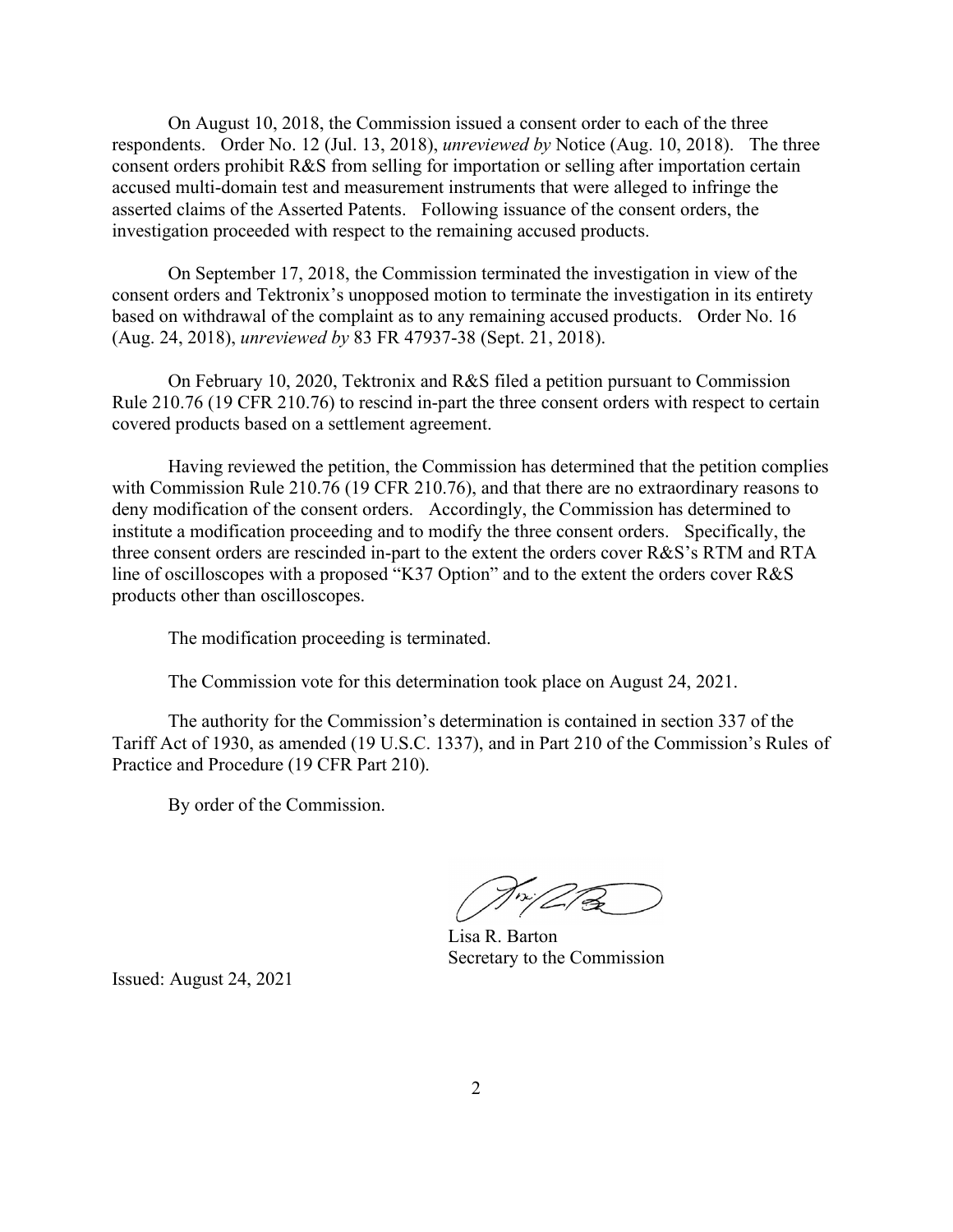On August 10, 2018, the Commission issued a consent order to each of the three respondents. Order No. 12 (Jul. 13, 2018), *unreviewed by* Notice (Aug. 10, 2018). The three consent orders prohibit R&S from selling for importation or selling after importation certain accused multi-domain test and measurement instruments that were alleged to infringe the asserted claims of the Asserted Patents. Following issuance of the consent orders, the investigation proceeded with respect to the remaining accused products.

On September 17, 2018, the Commission terminated the investigation in view of the consent orders and Tektronix's unopposed motion to terminate the investigation in its entirety based on withdrawal of the complaint as to any remaining accused products. Order No. 16 (Aug. 24, 2018), *unreviewed by* 83 FR 47937-38 (Sept. 21, 2018).

On February 10, 2020, Tektronix and R&S filed a petition pursuant to Commission Rule 210.76 (19 CFR 210.76) to rescind in-part the three consent orders with respect to certain covered products based on a settlement agreement.

Having reviewed the petition, the Commission has determined that the petition complies with Commission Rule 210.76 (19 CFR 210.76), and that there are no extraordinary reasons to deny modification of the consent orders. Accordingly, the Commission has determined to institute a modification proceeding and to modify the three consent orders. Specifically, the three consent orders are rescinded in-part to the extent the orders cover R&S's RTM and RTA line of oscilloscopes with a proposed "K37 Option" and to the extent the orders cover R&S products other than oscilloscopes.

The modification proceeding is terminated.

The Commission vote for this determination took place on August 24, 2021.

The authority for the Commission's determination is contained in section 337 of the Tariff Act of 1930, as amended (19 U.S.C. 1337), and in Part 210 of the Commission's Rules of Practice and Procedure (19 CFR Part 210).

By order of the Commission.

Lisa R. Barton
Secretary to the Commission

Issued: August 24, 2021